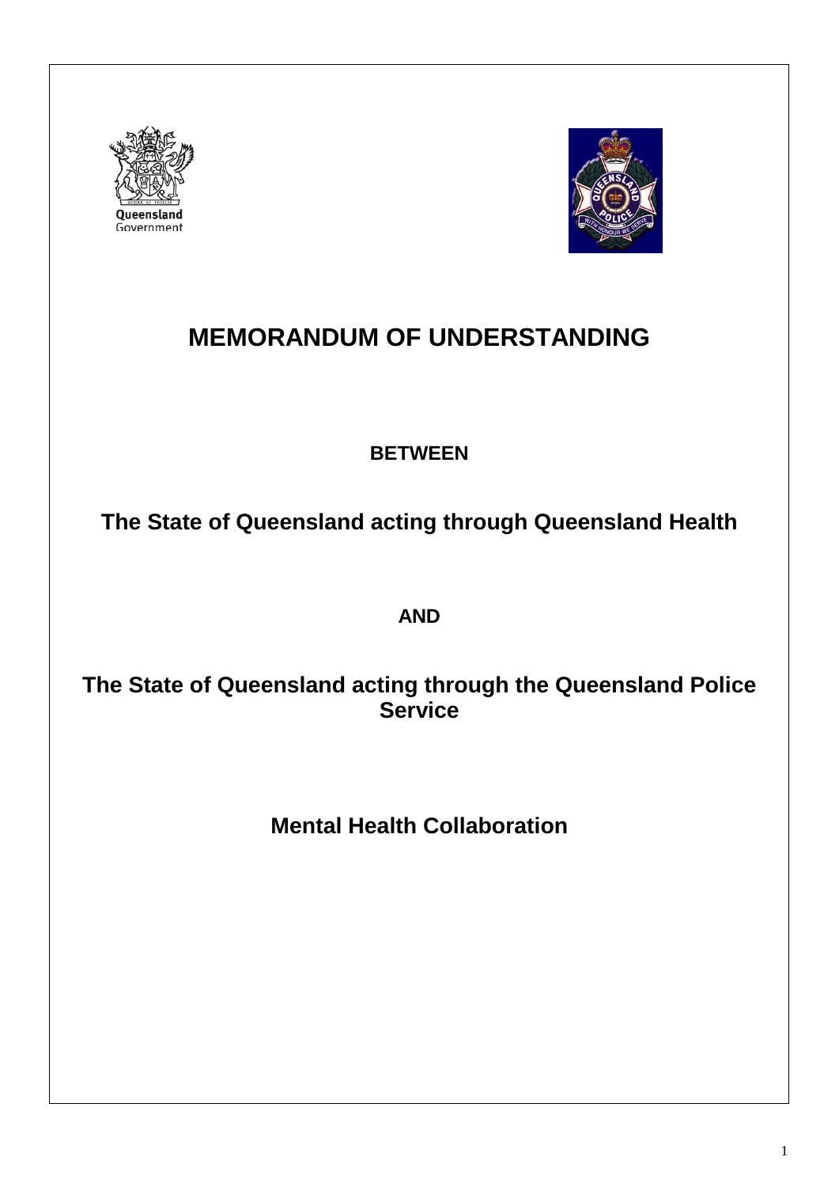# MEMORANDUM OF UNDERSTANDING

**BETWEEN**

**The State of Queensland acting through Queensland Health**

**AND**

**The State of Queensland acting through the Queensland Police Service**

**Mental Health Collaboration**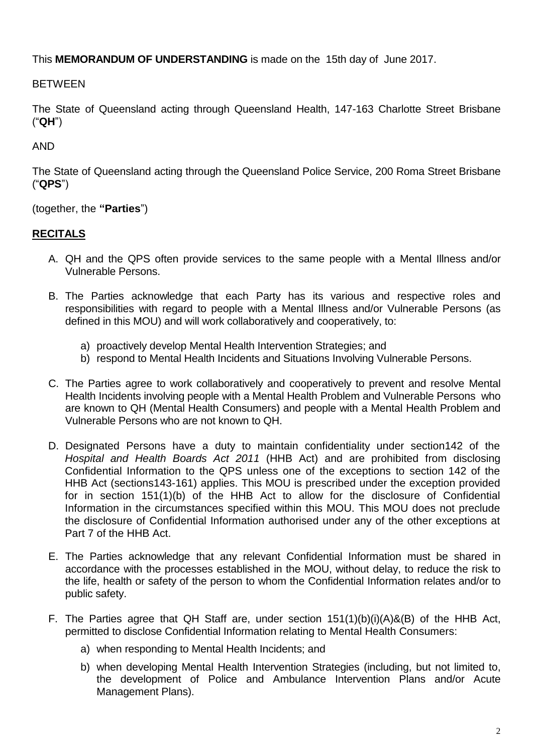This **MEMORANDUM OF UNDERSTANDING** is made on the 15th day of June 2017.

BETWEEN

The State of Queensland acting through Queensland Health, 147-163 Charlotte Street Brisbane ("**QH**")

AND

The State of Queensland acting through the Queensland Police Service, 200 Roma Street Brisbane ("**QPS**")

(together, the **"Parties**")

## RECITALS

A. QH and the QPS often provide services to the same people with a Mental Illness and/or Vulnerable Persons.

B. The Parties acknowledge that each Party has its various and respective roles and responsibilities with regard to people with a Mental Illness and/or Vulnerable Persons (as defined in this MOU) and will work collaboratively and cooperatively, to:

   a) proactively develop Mental Health Intervention Strategies; and
   b) respond to Mental Health Incidents and Situations Involving Vulnerable Persons.

C. The Parties agree to work collaboratively and cooperatively to prevent and resolve Mental Health Incidents involving people with a Mental Health Problem and Vulnerable Persons who are known to QH (Mental Health Consumers) and people with a Mental Health Problem and Vulnerable Persons who are not known to QH.

D. Designated Persons have a duty to maintain confidentiality under section142 of the *Hospital and Health Boards Act 2011* (HHB Act) and are prohibited from disclosing Confidential Information to the QPS unless one of the exceptions to section 142 of the HHB Act (sections143-161) applies. This MOU is prescribed under the exception provided for in section 151(1)(b) of the HHB Act to allow for the disclosure of Confidential Information in the circumstances specified within this MOU. This MOU does not preclude the disclosure of Confidential Information authorised under any of the other exceptions at Part 7 of the HHB Act.

E. The Parties acknowledge that any relevant Confidential Information must be shared in accordance with the processes established in the MOU, without delay, to reduce the risk to the life, health or safety of the person to whom the Confidential Information relates and/or to public safety.

F. The Parties agree that QH Staff are, under section 151(1)(b)(i)(A)&(B) of the HHB Act, permitted to disclose Confidential Information relating to Mental Health Consumers:

   a) when responding to Mental Health Incidents; and

   b) when developing Mental Health Intervention Strategies (including, but not limited to, the development of Police and Ambulance Intervention Plans and/or Acute Management Plans).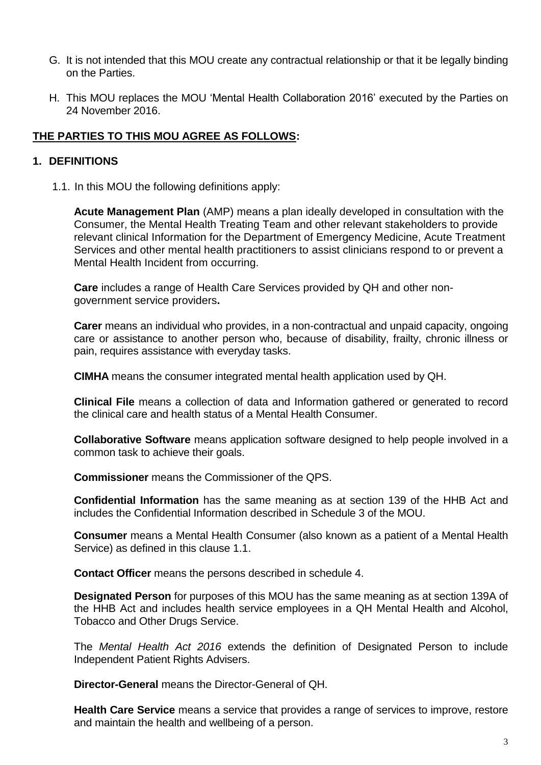G. It is not intended that this MOU create any contractual relationship or that it be legally binding on the Parties.

H. This MOU replaces the MOU 'Mental Health Collaboration 2016' executed by the Parties on 24 November 2016.

## THE PARTIES TO THIS MOU AGREE AS FOLLOWS:

## 1. DEFINITIONS

1.1. In this MOU the following definitions apply:

**Acute Management Plan** (AMP) means a plan ideally developed in consultation with the Consumer, the Mental Health Treating Team and other relevant stakeholders to provide relevant clinical Information for the Department of Emergency Medicine, Acute Treatment Services and other mental health practitioners to assist clinicians respond to or prevent a Mental Health Incident from occurring.

**Care** includes a range of Health Care Services provided by QH and other non-government service providers**.**

**Carer** means an individual who provides, in a non-contractual and unpaid capacity, ongoing care or assistance to another person who, because of disability, frailty, chronic illness or pain, requires assistance with everyday tasks.

**CIMHA** means the consumer integrated mental health application used by QH.

**Clinical File** means a collection of data and Information gathered or generated to record the clinical care and health status of a Mental Health Consumer.

**Collaborative Software** means application software designed to help people involved in a common task to achieve their goals.

**Commissioner** means the Commissioner of the QPS.

**Confidential Information** has the same meaning as at section 139 of the HHB Act and includes the Confidential Information described in Schedule 3 of the MOU.

**Consumer** means a Mental Health Consumer (also known as a patient of a Mental Health Service) as defined in this clause 1.1.

**Contact Officer** means the persons described in schedule 4.

**Designated Person** for purposes of this MOU has the same meaning as at section 139A of the HHB Act and includes health service employees in a QH Mental Health and Alcohol, Tobacco and Other Drugs Service.

The *Mental Health Act 2016* extends the definition of Designated Person to include Independent Patient Rights Advisers.

**Director-General** means the Director-General of QH.

**Health Care Service** means a service that provides a range of services to improve, restore and maintain the health and wellbeing of a person.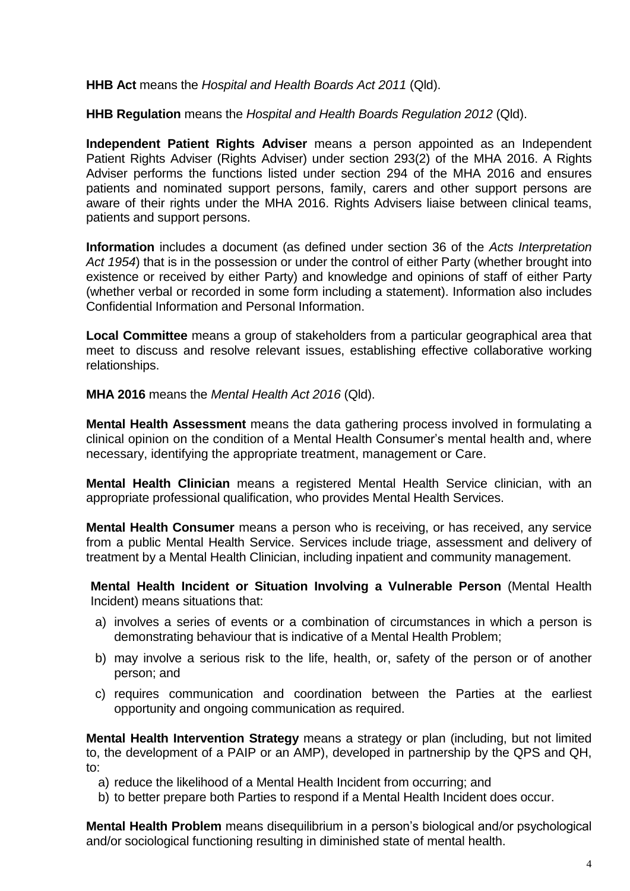**HHB Act** means the *Hospital and Health Boards Act 2011* (Qld).

**HHB Regulation** means the *Hospital and Health Boards Regulation 2012* (Qld).

**Independent Patient Rights Adviser** means a person appointed as an Independent Patient Rights Adviser (Rights Adviser) under section 293(2) of the MHA 2016. A Rights Adviser performs the functions listed under section 294 of the MHA 2016 and ensures patients and nominated support persons, family, carers and other support persons are aware of their rights under the MHA 2016. Rights Advisers liaise between clinical teams, patients and support persons.

**Information** includes a document (as defined under section 36 of the *Acts Interpretation Act 1954*) that is in the possession or under the control of either Party (whether brought into existence or received by either Party) and knowledge and opinions of staff of either Party (whether verbal or recorded in some form including a statement). Information also includes Confidential Information and Personal Information.

**Local Committee** means a group of stakeholders from a particular geographical area that meet to discuss and resolve relevant issues, establishing effective collaborative working relationships.

**MHA 2016** means the *Mental Health Act 2016* (Qld).

**Mental Health Assessment** means the data gathering process involved in formulating a clinical opinion on the condition of a Mental Health Consumer's mental health and, where necessary, identifying the appropriate treatment, management or Care.

**Mental Health Clinician** means a registered Mental Health Service clinician, with an appropriate professional qualification, who provides Mental Health Services.

**Mental Health Consumer** means a person who is receiving, or has received, any service from a public Mental Health Service. Services include triage, assessment and delivery of treatment by a Mental Health Clinician, including inpatient and community management.

**Mental Health Incident or Situation Involving a Vulnerable Person** (Mental Health Incident) means situations that:

a) involves a series of events or a combination of circumstances in which a person is demonstrating behaviour that is indicative of a Mental Health Problem;
b) may involve a serious risk to the life, health, or, safety of the person or of another person; and
c) requires communication and coordination between the Parties at the earliest opportunity and ongoing communication as required.

**Mental Health Intervention Strategy** means a strategy or plan (including, but not limited to, the development of a PAIP or an AMP), developed in partnership by the QPS and QH, to:

a) reduce the likelihood of a Mental Health Incident from occurring; and
b) to better prepare both Parties to respond if a Mental Health Incident does occur.

**Mental Health Problem** means disequilibrium in a person's biological and/or psychological and/or sociological functioning resulting in diminished state of mental health.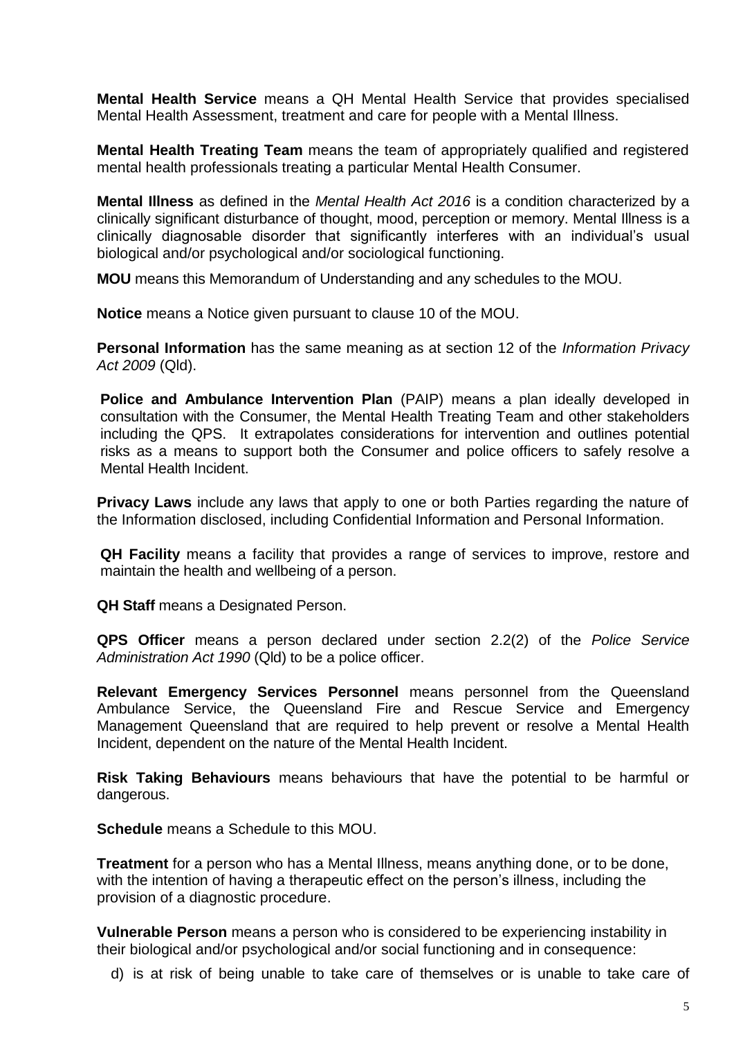**Mental Health Service** means a QH Mental Health Service that provides specialised Mental Health Assessment, treatment and care for people with a Mental Illness.

**Mental Health Treating Team** means the team of appropriately qualified and registered mental health professionals treating a particular Mental Health Consumer.

**Mental Illness** as defined in the *Mental Health Act 2016* is a condition characterized by a clinically significant disturbance of thought, mood, perception or memory. Mental Illness is a clinically diagnosable disorder that significantly interferes with an individual's usual biological and/or psychological and/or sociological functioning.

**MOU** means this Memorandum of Understanding and any schedules to the MOU.

**Notice** means a Notice given pursuant to clause 10 of the MOU.

**Personal Information** has the same meaning as at section 12 of the *Information Privacy Act 2009* (Qld).

**Police and Ambulance Intervention Plan** (PAIP) means a plan ideally developed in consultation with the Consumer, the Mental Health Treating Team and other stakeholders including the QPS. It extrapolates considerations for intervention and outlines potential risks as a means to support both the Consumer and police officers to safely resolve a Mental Health Incident.

**Privacy Laws** include any laws that apply to one or both Parties regarding the nature of the Information disclosed, including Confidential Information and Personal Information.

**QH Facility** means a facility that provides a range of services to improve, restore and maintain the health and wellbeing of a person.

**QH Staff** means a Designated Person.

**QPS Officer** means a person declared under section 2.2(2) of the *Police Service Administration Act 1990* (Qld) to be a police officer.

**Relevant Emergency Services Personnel** means personnel from the Queensland Ambulance Service, the Queensland Fire and Rescue Service and Emergency Management Queensland that are required to help prevent or resolve a Mental Health Incident, dependent on the nature of the Mental Health Incident.

**Risk Taking Behaviours** means behaviours that have the potential to be harmful or dangerous.

**Schedule** means a Schedule to this MOU.

**Treatment** for a person who has a Mental Illness, means anything done, or to be done, with the intention of having a therapeutic effect on the person's illness, including the provision of a diagnostic procedure.

**Vulnerable Person** means a person who is considered to be experiencing instability in their biological and/or psychological and/or social functioning and in consequence:

d) is at risk of being unable to take care of themselves or is unable to take care of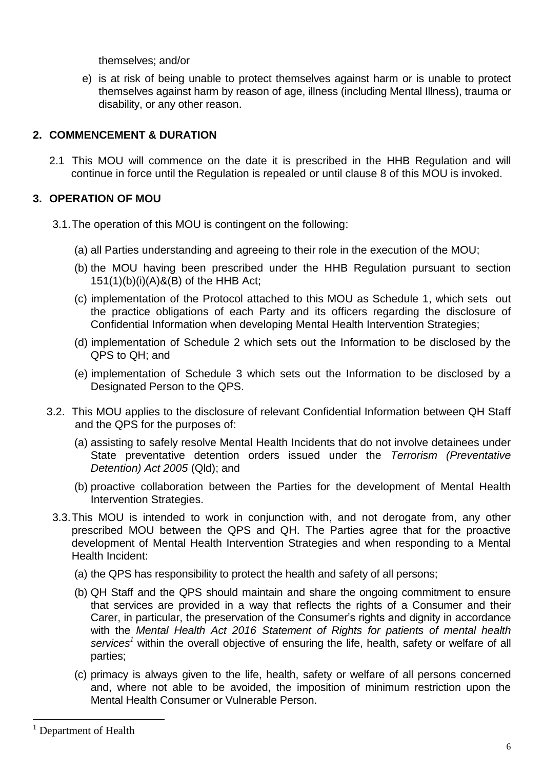themselves; and/or

e) is at risk of being unable to protect themselves against harm or is unable to protect themselves against harm by reason of age, illness (including Mental Illness), trauma or disability, or any other reason.

## 2. COMMENCEMENT & DURATION

2.1 This MOU will commence on the date it is prescribed in the HHB Regulation and will continue in force until the Regulation is repealed or until clause 8 of this MOU is invoked.

## 3. OPERATION OF MOU

3.1. The operation of this MOU is contingent on the following:

(a) all Parties understanding and agreeing to their role in the execution of the MOU;

(b) the MOU having been prescribed under the HHB Regulation pursuant to section 151(1)(b)(i)(A)&(B) of the HHB Act;

(c) implementation of the Protocol attached to this MOU as Schedule 1, which sets out the practice obligations of each Party and its officers regarding the disclosure of Confidential Information when developing Mental Health Intervention Strategies;

(d) implementation of Schedule 2 which sets out the Information to be disclosed by the QPS to QH; and

(e) implementation of Schedule 3 which sets out the Information to be disclosed by a Designated Person to the QPS.

3.2. This MOU applies to the disclosure of relevant Confidential Information between QH Staff and the QPS for the purposes of:

(a) assisting to safely resolve Mental Health Incidents that do not involve detainees under State preventative detention orders issued under the *Terrorism (Preventative Detention) Act 2005* (Qld); and

(b) proactive collaboration between the Parties for the development of Mental Health Intervention Strategies.

3.3. This MOU is intended to work in conjunction with, and not derogate from, any other prescribed MOU between the QPS and QH. The Parties agree that for the proactive development of Mental Health Intervention Strategies and when responding to a Mental Health Incident:

(a) the QPS has responsibility to protect the health and safety of all persons;

(b) QH Staff and the QPS should maintain and share the ongoing commitment to ensure that services are provided in a way that reflects the rights of a Consumer and their Carer, in particular, the preservation of the Consumer's rights and dignity in accordance with the *Mental Health Act 2016 Statement of Rights for patients of mental health services*[1] within the overall objective of ensuring the life, health, safety or welfare of all parties;

(c) primacy is always given to the life, health, safety or welfare of all persons concerned and, where not able to be avoided, the imposition of minimum restriction upon the Mental Health Consumer or Vulnerable Person.

---

[1] Department of Health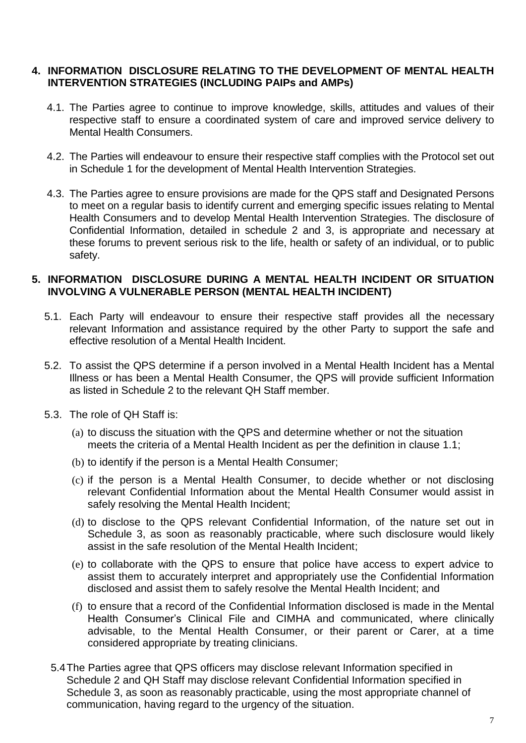## 4. INFORMATION DISCLOSURE RELATING TO THE DEVELOPMENT OF MENTAL HEALTH INTERVENTION STRATEGIES (INCLUDING PAIPs and AMPs)

4.1. The Parties agree to continue to improve knowledge, skills, attitudes and values of their respective staff to ensure a coordinated system of care and improved service delivery to Mental Health Consumers.

4.2. The Parties will endeavour to ensure their respective staff complies with the Protocol set out in Schedule 1 for the development of Mental Health Intervention Strategies.

4.3. The Parties agree to ensure provisions are made for the QPS staff and Designated Persons to meet on a regular basis to identify current and emerging specific issues relating to Mental Health Consumers and to develop Mental Health Intervention Strategies. The disclosure of Confidential Information, detailed in schedule 2 and 3, is appropriate and necessary at these forums to prevent serious risk to the life, health or safety of an individual, or to public safety.

## 5. INFORMATION DISCLOSURE DURING A MENTAL HEALTH INCIDENT OR SITUATION INVOLVING A VULNERABLE PERSON (MENTAL HEALTH INCIDENT)

5.1. Each Party will endeavour to ensure their respective staff provides all the necessary relevant Information and assistance required by the other Party to support the safe and effective resolution of a Mental Health Incident.

5.2. To assist the QPS determine if a person involved in a Mental Health Incident has a Mental Illness or has been a Mental Health Consumer, the QPS will provide sufficient Information as listed in Schedule 2 to the relevant QH Staff member.

5.3. The role of QH Staff is:

(a) to discuss the situation with the QPS and determine whether or not the situation meets the criteria of a Mental Health Incident as per the definition in clause 1.1;

(b) to identify if the person is a Mental Health Consumer;

(c) if the person is a Mental Health Consumer, to decide whether or not disclosing relevant Confidential Information about the Mental Health Consumer would assist in safely resolving the Mental Health Incident;

(d) to disclose to the QPS relevant Confidential Information, of the nature set out in Schedule 3, as soon as reasonably practicable, where such disclosure would likely assist in the safe resolution of the Mental Health Incident;

(e) to collaborate with the QPS to ensure that police have access to expert advice to assist them to accurately interpret and appropriately use the Confidential Information disclosed and assist them to safely resolve the Mental Health Incident; and

(f) to ensure that a record of the Confidential Information disclosed is made in the Mental Health Consumer's Clinical File and CIMHA and communicated, where clinically advisable, to the Mental Health Consumer, or their parent or Carer, at a time considered appropriate by treating clinicians.

5.4 The Parties agree that QPS officers may disclose relevant Information specified in Schedule 2 and QH Staff may disclose relevant Confidential Information specified in Schedule 3, as soon as reasonably practicable, using the most appropriate channel of communication, having regard to the urgency of the situation.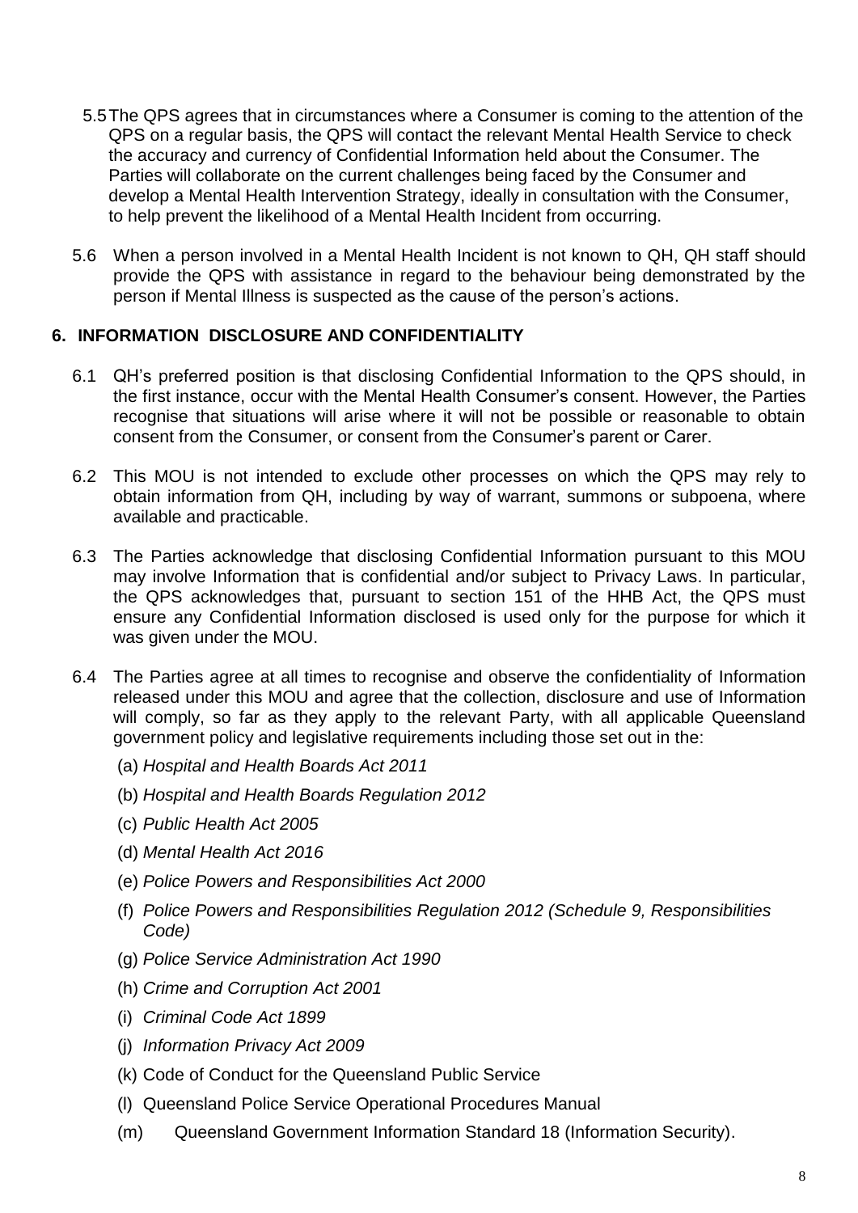5.5 The QPS agrees that in circumstances where a Consumer is coming to the attention of the QPS on a regular basis, the QPS will contact the relevant Mental Health Service to check the accuracy and currency of Confidential Information held about the Consumer. The Parties will collaborate on the current challenges being faced by the Consumer and develop a Mental Health Intervention Strategy, ideally in consultation with the Consumer, to help prevent the likelihood of a Mental Health Incident from occurring.

5.6 When a person involved in a Mental Health Incident is not known to QH, QH staff should provide the QPS with assistance in regard to the behaviour being demonstrated by the person if Mental Illness is suspected as the cause of the person's actions.

## 6. INFORMATION DISCLOSURE AND CONFIDENTIALITY

6.1 QH's preferred position is that disclosing Confidential Information to the QPS should, in the first instance, occur with the Mental Health Consumer's consent. However, the Parties recognise that situations will arise where it will not be possible or reasonable to obtain consent from the Consumer, or consent from the Consumer's parent or Carer.

6.2 This MOU is not intended to exclude other processes on which the QPS may rely to obtain information from QH, including by way of warrant, summons or subpoena, where available and practicable.

6.3 The Parties acknowledge that disclosing Confidential Information pursuant to this MOU may involve Information that is confidential and/or subject to Privacy Laws. In particular, the QPS acknowledges that, pursuant to section 151 of the HHB Act, the QPS must ensure any Confidential Information disclosed is used only for the purpose for which it was given under the MOU.

6.4 The Parties agree at all times to recognise and observe the confidentiality of Information released under this MOU and agree that the collection, disclosure and use of Information will comply, so far as they apply to the relevant Party, with all applicable Queensland government policy and legislative requirements including those set out in the:

(a) *Hospital and Health Boards Act 2011*

(b) *Hospital and Health Boards Regulation 2012*

(c) *Public Health Act 2005*

(d) *Mental Health Act 2016*

(e) *Police Powers and Responsibilities Act 2000*

(f) *Police Powers and Responsibilities Regulation 2012 (Schedule 9, Responsibilities Code)*

(g) *Police Service Administration Act 1990*

(h) *Crime and Corruption Act 2001*

(i) *Criminal Code Act 1899*

(j) *Information Privacy Act 2009*

(k) Code of Conduct for the Queensland Public Service

(l) Queensland Police Service Operational Procedures Manual

(m) Queensland Government Information Standard 18 (Information Security).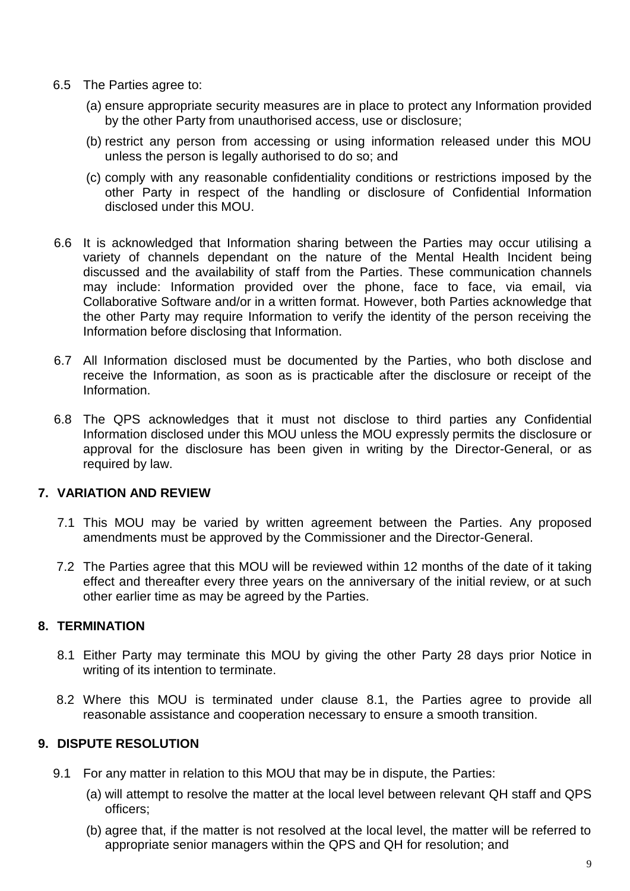6.5 The Parties agree to:

(a) ensure appropriate security measures are in place to protect any Information provided by the other Party from unauthorised access, use or disclosure;

(b) restrict any person from accessing or using information released under this MOU unless the person is legally authorised to do so; and

(c) comply with any reasonable confidentiality conditions or restrictions imposed by the other Party in respect of the handling or disclosure of Confidential Information disclosed under this MOU.

6.6 It is acknowledged that Information sharing between the Parties may occur utilising a variety of channels dependant on the nature of the Mental Health Incident being discussed and the availability of staff from the Parties. These communication channels may include: Information provided over the phone, face to face, via email, via Collaborative Software and/or in a written format. However, both Parties acknowledge that the other Party may require Information to verify the identity of the person receiving the Information before disclosing that Information.

6.7 All Information disclosed must be documented by the Parties, who both disclose and receive the Information, as soon as is practicable after the disclosure or receipt of the Information.

6.8 The QPS acknowledges that it must not disclose to third parties any Confidential Information disclosed under this MOU unless the MOU expressly permits the disclosure or approval for the disclosure has been given in writing by the Director-General, or as required by law.

## 7. VARIATION AND REVIEW

7.1 This MOU may be varied by written agreement between the Parties. Any proposed amendments must be approved by the Commissioner and the Director-General.

7.2 The Parties agree that this MOU will be reviewed within 12 months of the date of it taking effect and thereafter every three years on the anniversary of the initial review, or at such other earlier time as may be agreed by the Parties.

## 8. TERMINATION

8.1 Either Party may terminate this MOU by giving the other Party 28 days prior Notice in writing of its intention to terminate.

8.2 Where this MOU is terminated under clause 8.1, the Parties agree to provide all reasonable assistance and cooperation necessary to ensure a smooth transition.

## 9. DISPUTE RESOLUTION

9.1 For any matter in relation to this MOU that may be in dispute, the Parties:

(a) will attempt to resolve the matter at the local level between relevant QH staff and QPS officers;

(b) agree that, if the matter is not resolved at the local level, the matter will be referred to appropriate senior managers within the QPS and QH for resolution; and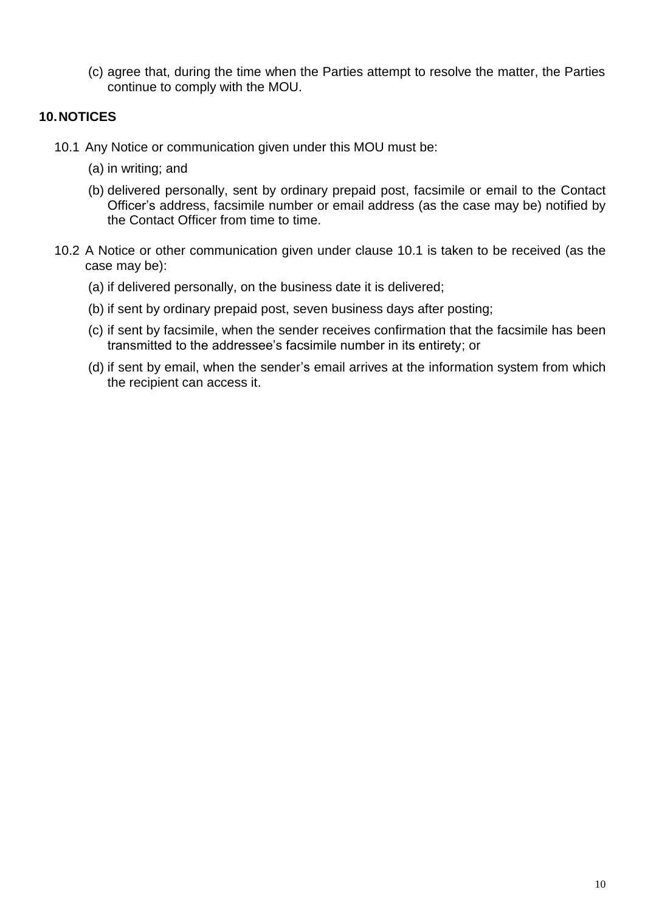(c) agree that, during the time when the Parties attempt to resolve the matter, the Parties continue to comply with the MOU.

## 10. NOTICES

10.1 Any Notice or communication given under this MOU must be:

(a) in writing; and

(b) delivered personally, sent by ordinary prepaid post, facsimile or email to the Contact Officer's address, facsimile number or email address (as the case may be) notified by the Contact Officer from time to time.

10.2 A Notice or other communication given under clause 10.1 is taken to be received (as the case may be):

(a) if delivered personally, on the business date it is delivered;

(b) if sent by ordinary prepaid post, seven business days after posting;

(c) if sent by facsimile, when the sender receives confirmation that the facsimile has been transmitted to the addressee's facsimile number in its entirety; or

(d) if sent by email, when the sender's email arrives at the information system from which the recipient can access it.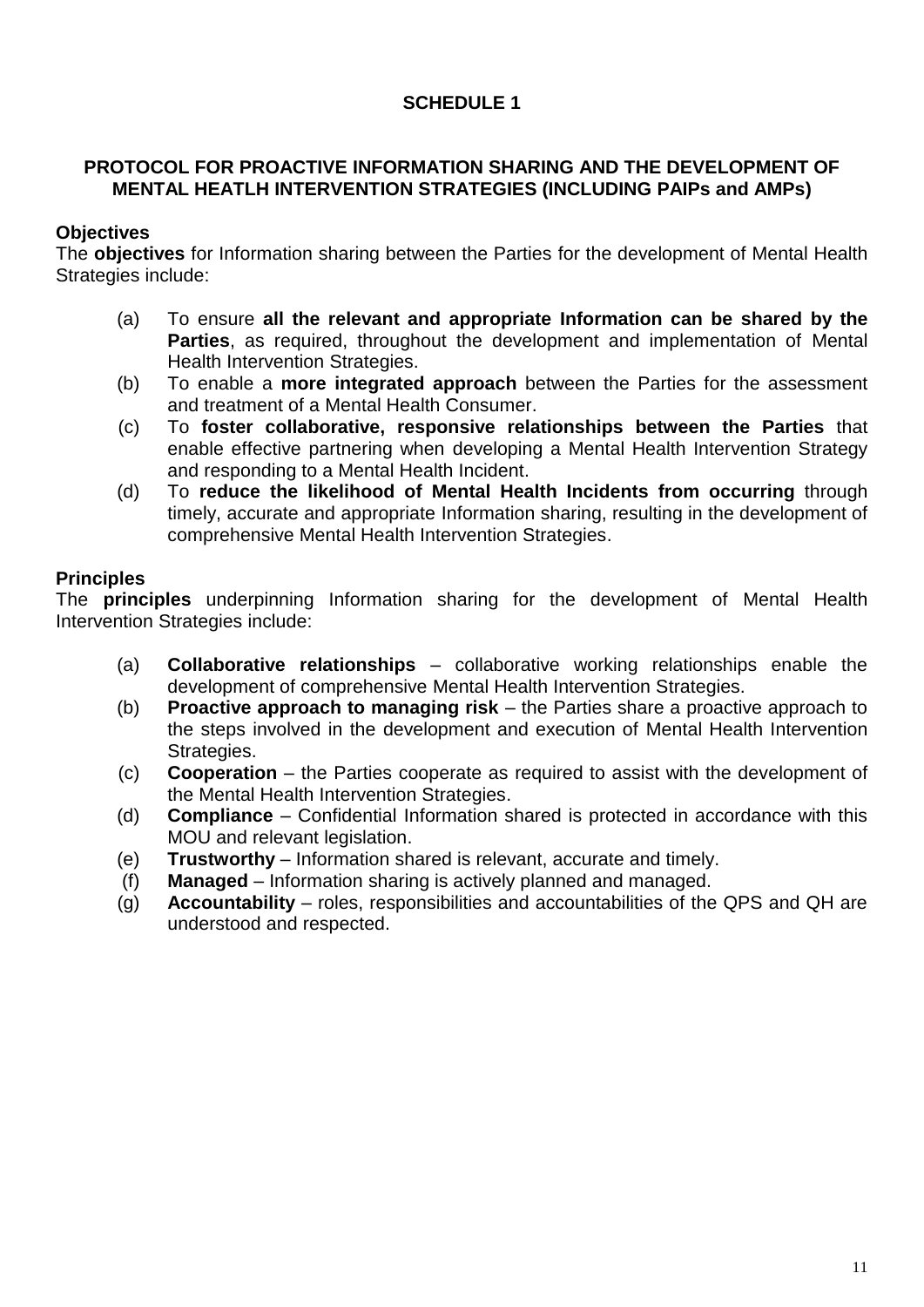# SCHEDULE 1

## PROTOCOL FOR PROACTIVE INFORMATION SHARING AND THE DEVELOPMENT OF MENTAL HEATLH INTERVENTION STRATEGIES (INCLUDING PAIPs and AMPs)

### Objectives

The **objectives** for Information sharing between the Parties for the development of Mental Health Strategies include:

(a) To ensure **all the relevant and appropriate Information can be shared by the Parties**, as required, throughout the development and implementation of Mental Health Intervention Strategies.

(b) To enable a **more integrated approach** between the Parties for the assessment and treatment of a Mental Health Consumer.

(c) To **foster collaborative, responsive relationships between the Parties** that enable effective partnering when developing a Mental Health Intervention Strategy and responding to a Mental Health Incident.

(d) To **reduce the likelihood of Mental Health Incidents from occurring** through timely, accurate and appropriate Information sharing, resulting in the development of comprehensive Mental Health Intervention Strategies.

### Principles

The **principles** underpinning Information sharing for the development of Mental Health Intervention Strategies include:

(a) **Collaborative relationships** – collaborative working relationships enable the development of comprehensive Mental Health Intervention Strategies.

(b) **Proactive approach to managing risk** – the Parties share a proactive approach to the steps involved in the development and execution of Mental Health Intervention Strategies.

(c) **Cooperation** – the Parties cooperate as required to assist with the development of the Mental Health Intervention Strategies.

(d) **Compliance** – Confidential Information shared is protected in accordance with this MOU and relevant legislation.

(e) **Trustworthy** – Information shared is relevant, accurate and timely.

(f) **Managed** – Information sharing is actively planned and managed.

(g) **Accountability** – roles, responsibilities and accountabilities of the QPS and QH are understood and respected.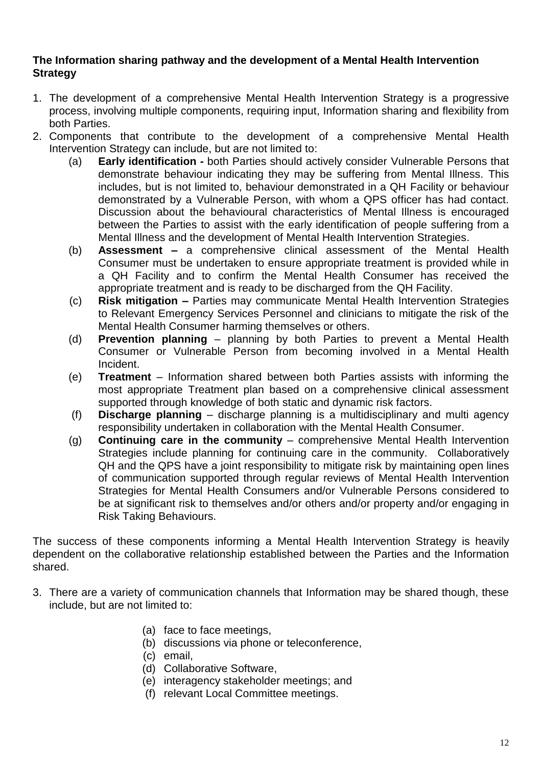**The Information sharing pathway and the development of a Mental Health Intervention Strategy**

1. The development of a comprehensive Mental Health Intervention Strategy is a progressive process, involving multiple components, requiring input, Information sharing and flexibility from both Parties.
2. Components that contribute to the development of a comprehensive Mental Health Intervention Strategy can include, but are not limited to:
   (a) **Early identification -** both Parties should actively consider Vulnerable Persons that demonstrate behaviour indicating they may be suffering from Mental Illness. This includes, but is not limited to, behaviour demonstrated in a QH Facility or behaviour demonstrated by a Vulnerable Person, with whom a QPS officer has had contact. Discussion about the behavioural characteristics of Mental Illness is encouraged between the Parties to assist with the early identification of people suffering from a Mental Illness and the development of Mental Health Intervention Strategies.
   (b) **Assessment –** a comprehensive clinical assessment of the Mental Health Consumer must be undertaken to ensure appropriate treatment is provided while in a QH Facility and to confirm the Mental Health Consumer has received the appropriate treatment and is ready to be discharged from the QH Facility.
   (c) **Risk mitigation –** Parties may communicate Mental Health Intervention Strategies to Relevant Emergency Services Personnel and clinicians to mitigate the risk of the Mental Health Consumer harming themselves or others.
   (d) **Prevention planning** – planning by both Parties to prevent a Mental Health Consumer or Vulnerable Person from becoming involved in a Mental Health Incident.
   (e) **Treatment** – Information shared between both Parties assists with informing the most appropriate Treatment plan based on a comprehensive clinical assessment supported through knowledge of both static and dynamic risk factors.
   (f) **Discharge planning** – discharge planning is a multidisciplinary and multi agency responsibility undertaken in collaboration with the Mental Health Consumer.
   (g) **Continuing care in the community** – comprehensive Mental Health Intervention Strategies include planning for continuing care in the community. Collaboratively QH and the QPS have a joint responsibility to mitigate risk by maintaining open lines of communication supported through regular reviews of Mental Health Intervention Strategies for Mental Health Consumers and/or Vulnerable Persons considered to be at significant risk to themselves and/or others and/or property and/or engaging in Risk Taking Behaviours.

The success of these components informing a Mental Health Intervention Strategy is heavily dependent on the collaborative relationship established between the Parties and the Information shared.

3. There are a variety of communication channels that Information may be shared though, these include, but are not limited to:
   (a) face to face meetings,
   (b) discussions via phone or teleconference,
   (c) email,
   (d) Collaborative Software,
   (e) interagency stakeholder meetings; and
   (f) relevant Local Committee meetings.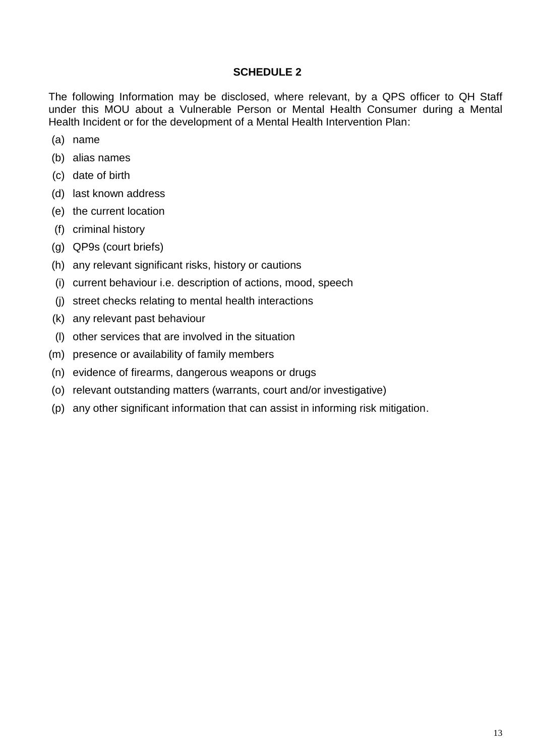## SCHEDULE 2

The following Information may be disclosed, where relevant, by a QPS officer to QH Staff under this MOU about a Vulnerable Person or Mental Health Consumer during a Mental Health Incident or for the development of a Mental Health Intervention Plan:

(a) name

(b) alias names

(c) date of birth

(d) last known address

(e) the current location

(f) criminal history

(g) QP9s (court briefs)

(h) any relevant significant risks, history or cautions

(i) current behaviour i.e. description of actions, mood, speech

(j) street checks relating to mental health interactions

(k) any relevant past behaviour

(l) other services that are involved in the situation

(m) presence or availability of family members

(n) evidence of firearms, dangerous weapons or drugs

(o) relevant outstanding matters (warrants, court and/or investigative)

(p) any other significant information that can assist in informing risk mitigation.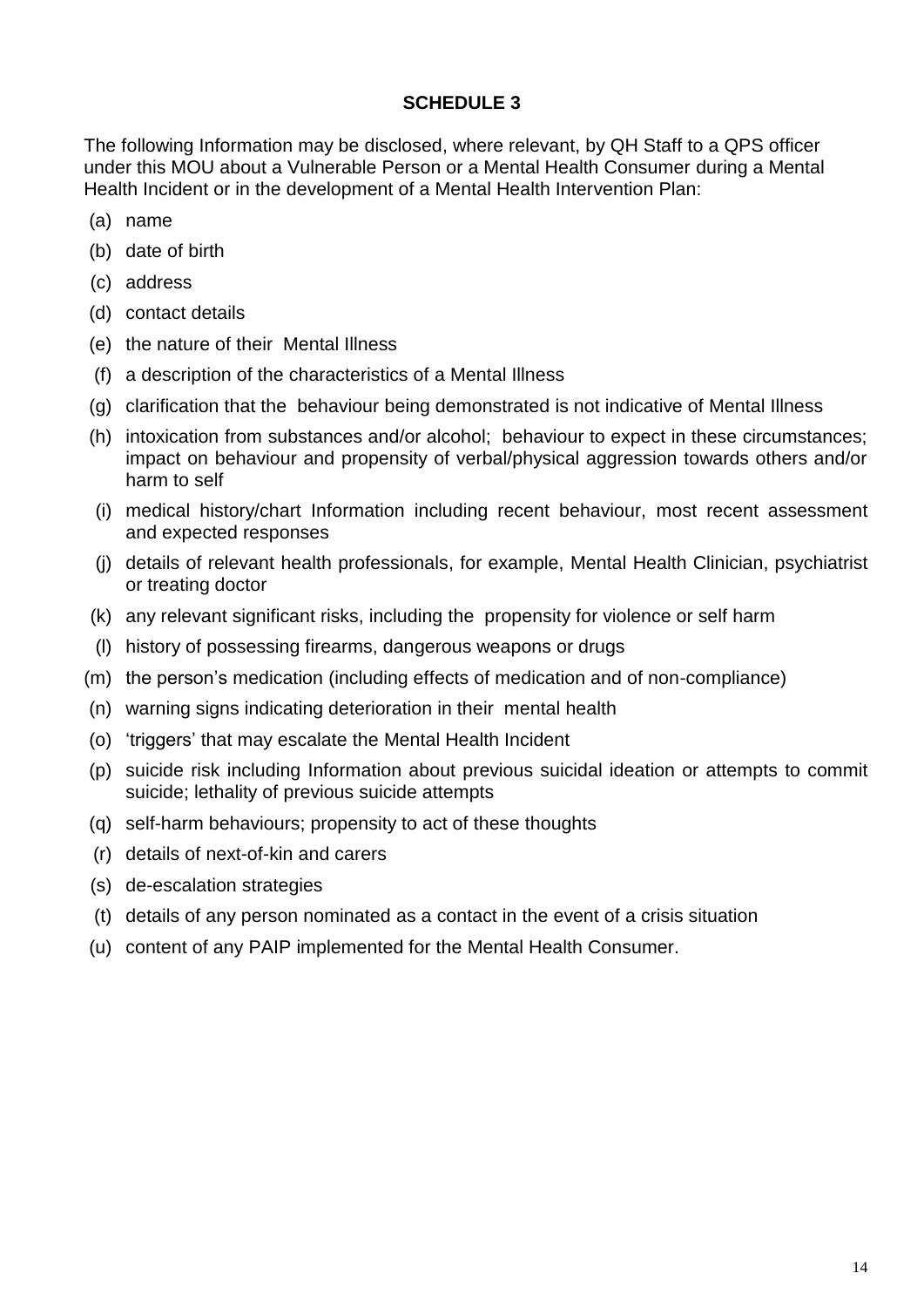**SCHEDULE 3**

The following Information may be disclosed, where relevant, by QH Staff to a QPS officer under this MOU about a Vulnerable Person or a Mental Health Consumer during a Mental Health Incident or in the development of a Mental Health Intervention Plan:

(a) name
(b) date of birth
(c) address
(d) contact details
(e) the nature of their Mental Illness
(f) a description of the characteristics of a Mental Illness
(g) clarification that the behaviour being demonstrated is not indicative of Mental Illness
(h) intoxication from substances and/or alcohol; behaviour to expect in these circumstances; impact on behaviour and propensity of verbal/physical aggression towards others and/or harm to self
(i) medical history/chart Information including recent behaviour, most recent assessment and expected responses
(j) details of relevant health professionals, for example, Mental Health Clinician, psychiatrist or treating doctor
(k) any relevant significant risks, including the propensity for violence or self harm
(l) history of possessing firearms, dangerous weapons or drugs
(m) the person's medication (including effects of medication and of non-compliance)
(n) warning signs indicating deterioration in their mental health
(o) 'triggers' that may escalate the Mental Health Incident
(p) suicide risk including Information about previous suicidal ideation or attempts to commit suicide; lethality of previous suicide attempts
(q) self-harm behaviours; propensity to act of these thoughts
(r) details of next-of-kin and carers
(s) de-escalation strategies
(t) details of any person nominated as a contact in the event of a crisis situation
(u) content of any PAIP implemented for the Mental Health Consumer.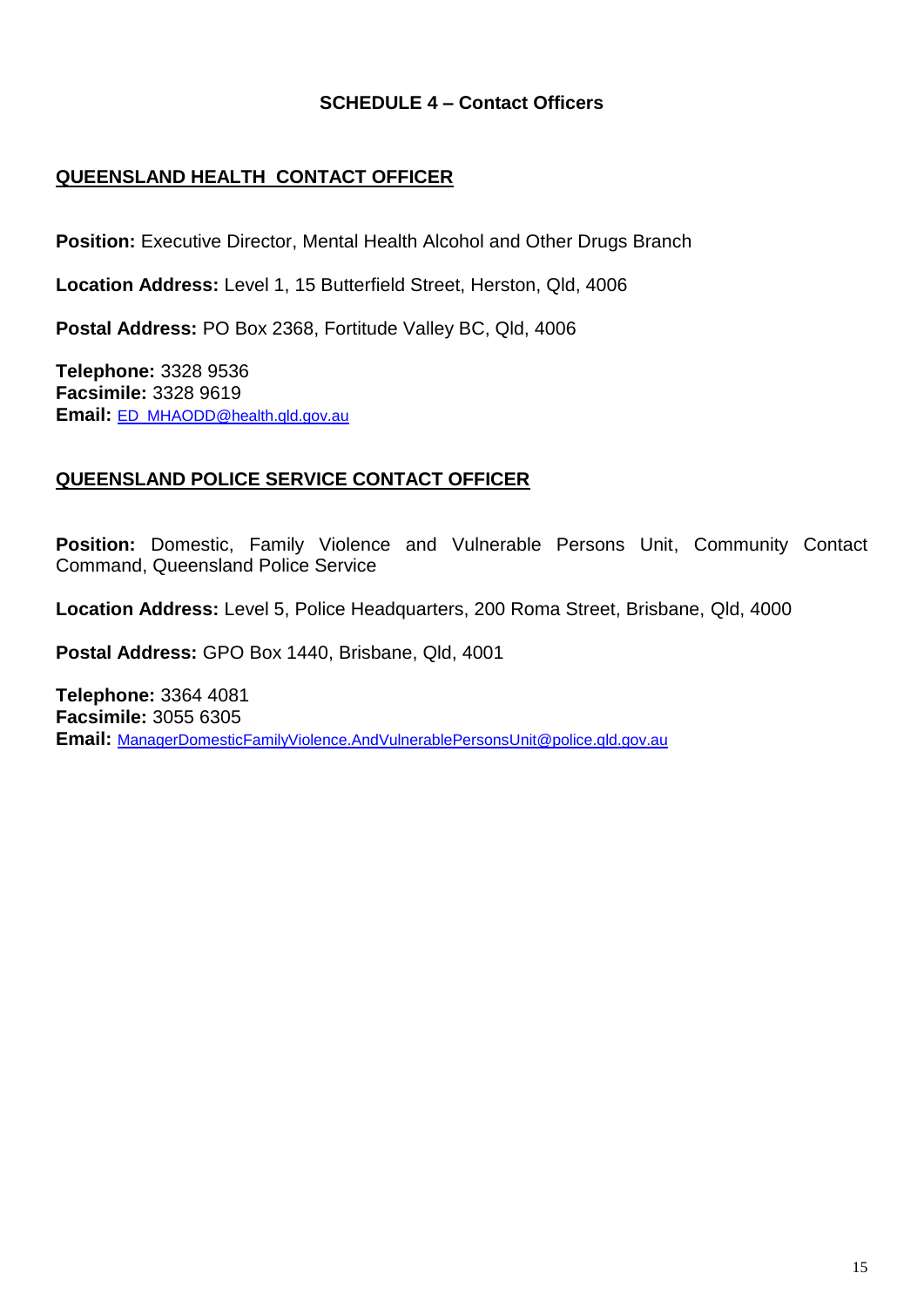## SCHEDULE 4 – Contact Officers

### QUEENSLAND HEALTH CONTACT OFFICER

**Position:** Executive Director, Mental Health Alcohol and Other Drugs Branch

**Location Address:** Level 1, 15 Butterfield Street, Herston, Qld, 4006

**Postal Address:** PO Box 2368, Fortitude Valley BC, Qld, 4006

**Telephone:** 3328 9536
**Facsimile:** 3328 9619
**Email:** ED_MHAODD@health.qld.gov.au

### QUEENSLAND POLICE SERVICE CONTACT OFFICER

**Position:** Domestic, Family Violence and Vulnerable Persons Unit, Community Contact Command, Queensland Police Service

**Location Address:** Level 5, Police Headquarters, 200 Roma Street, Brisbane, Qld, 4000

**Postal Address:** GPO Box 1440, Brisbane, Qld, 4001

**Telephone:** 3364 4081
**Facsimile:** 3055 6305
**Email:** ManagerDomesticFamilyViolence.AndVulnerablePersonsUnit@police.qld.gov.au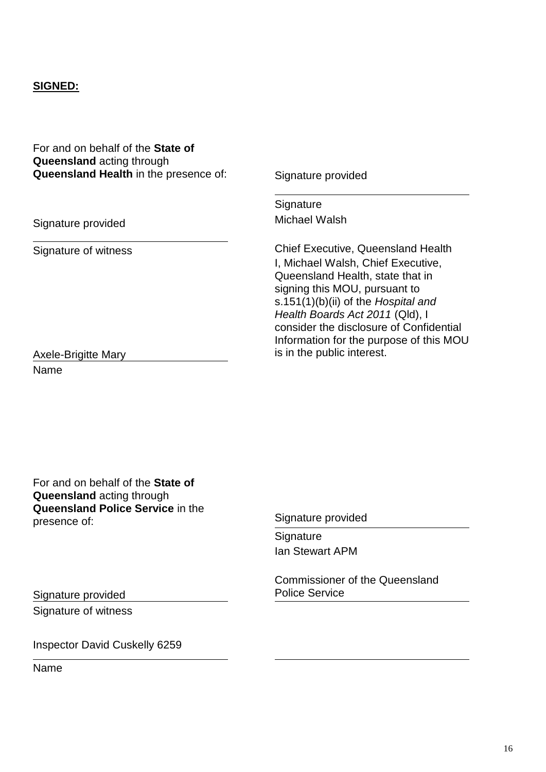**SIGNED:**

For and on behalf of the **State of Queensland** acting through **Queensland Health** in the presence of:

Signature provided

Signature of witness

Axele-Brigitte Mary

Name

Signature provided

Signature

Michael Walsh

Chief Executive, Queensland Health

I, Michael Walsh, Chief Executive, Queensland Health, state that in signing this MOU, pursuant to s.151(1)(b)(ii) of the *Hospital and Health Boards Act 2011* (Qld), I consider the disclosure of Confidential Information for the purpose of this MOU is in the public interest.

For and on behalf of the **State of Queensland** acting through **Queensland Police Service** in the presence of:

Signature provided

Signature of witness

Inspector David Cuskelly 6259

Name

Signature provided

Signature

Ian Stewart APM

Commissioner of the Queensland Police Service